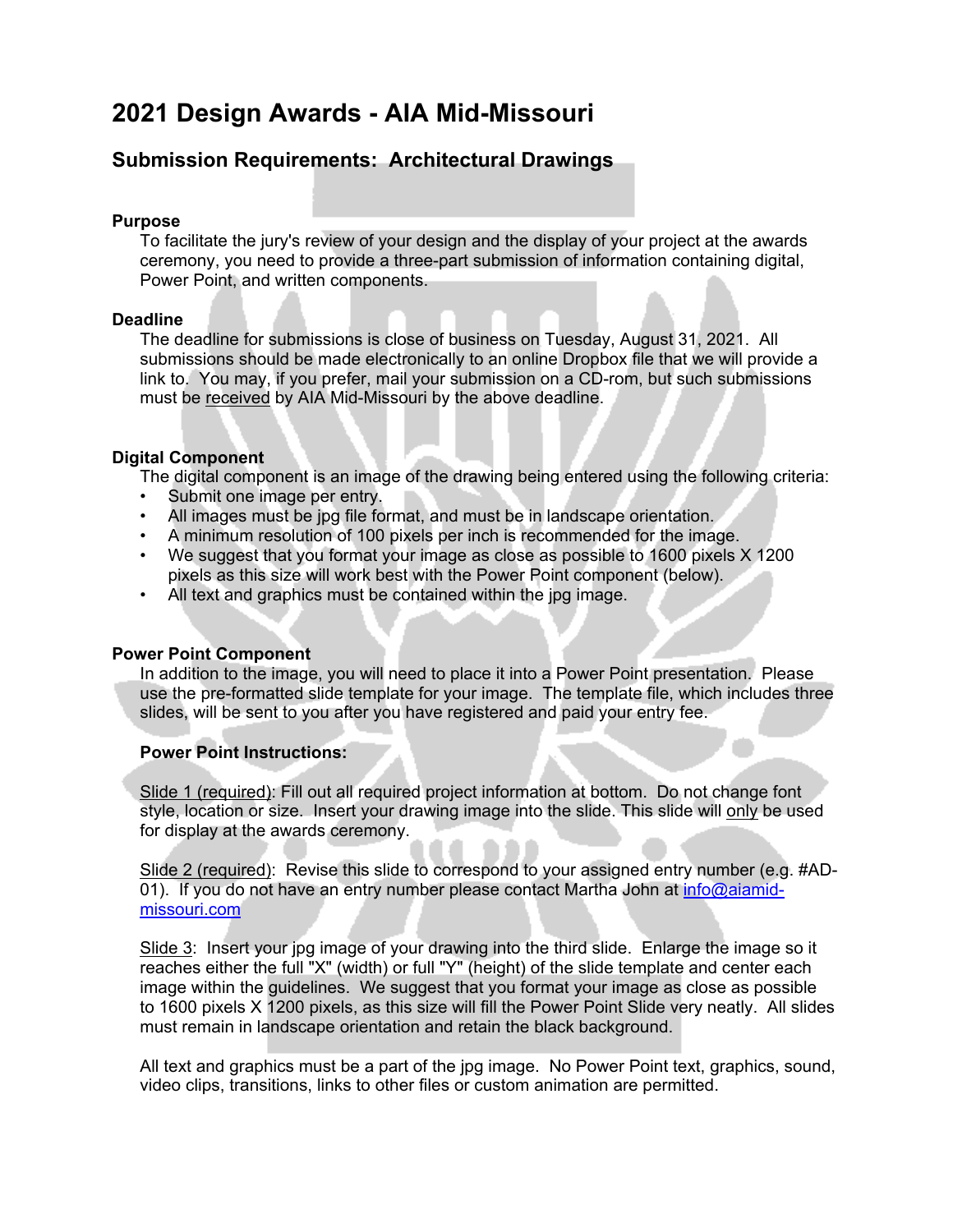# 2021 Design Awards - AIA Mid-Missouri

## Submission Requirements: Architectural Drawings

### Purpose

To facilitate the jury's review of your design and the display of your project at the awards ceremony, you need to provide a three-part submission of information containing digital, Power Point, and written components.

### Deadline

The deadline for submissions is close of business on Tuesday, August 31, 2021. All submissions should be made electronically to an online Dropbox file that we will provide a link to. You may, if you prefer, mail your submission on a CD-rom, but such submissions must be received by AIA Mid-Missouri by the above deadline.

### Digital Component

The digital component is an image of the drawing being entered using the following criteria:

- Submit one image per entry.
- All images must be jpg file format, and must be in landscape orientation.
- A minimum resolution of 100 pixels per inch is recommended for the image.
- We suggest that you format your image as close as possible to 1600 pixels X 1200 pixels as this size will work best with the Power Point component (below).
- All text and graphics must be contained within the jpg image.

### Power Point Component

In addition to the image, you will need to place it into a Power Point presentation. Please use the pre-formatted slide template for your image. The template file, which includes three slides, will be sent to you after you have registered and paid your entry fee.

**Power Point Instructions:**

Slide 1 (required): Fill out all required project information at bottom. Do not change font style, location or size. Insert your drawing image into the slide. This slide will only be used for display at the awards ceremony.

Slide 2 (required): Revise this slide to correspond to your assigned entry number (e.g. #AD-01). If you do not have an entry number please contact Martha John at info@aiamid-missouri.com

Slide 3: Insert your jpg image of your drawing into the third slide. Enlarge the image so it reaches either the full "X" (width) or full "Y" (height) of the slide template and center each image within the guidelines. We suggest that you format your image as close as possible to 1600 pixels X 1200 pixels, as this size will fill the Power Point Slide very neatly. All slides must remain in landscape orientation and retain the black background.

All text and graphics must be a part of the jpg image. No Power Point text, graphics, sound, video clips, transitions, links to other files or custom animation are permitted.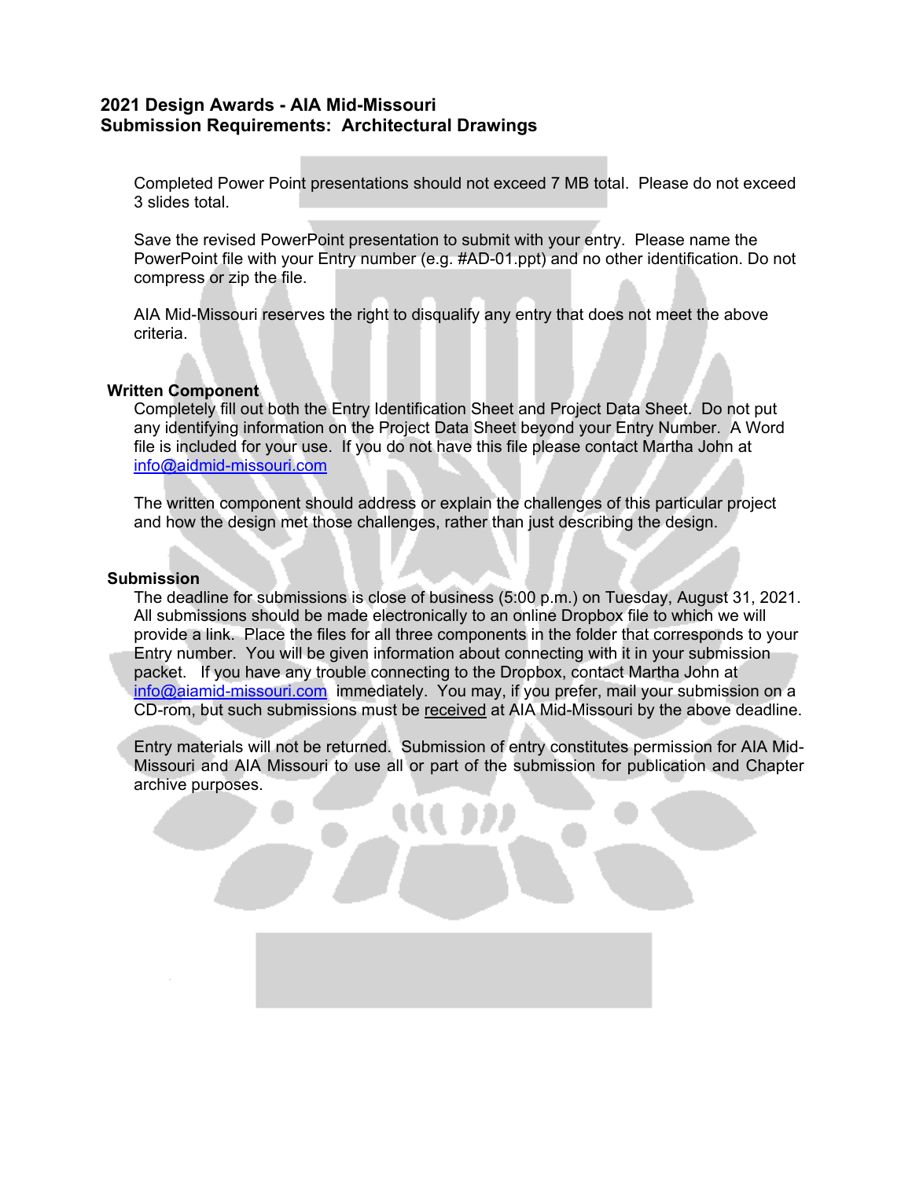**2021 Design Awards - AIA Mid-Missouri**
**Submission Requirements: Architectural Drawings**

Completed Power Point presentations should not exceed 7 MB total. Please do not exceed 3 slides total.

Save the revised PowerPoint presentation to submit with your entry. Please name the PowerPoint file with your Entry number (e.g. #AD-01.ppt) and no other identification. Do not compress or zip the file.

AIA Mid-Missouri reserves the right to disqualify any entry that does not meet the above criteria.

## Written Component

Completely fill out both the Entry Identification Sheet and Project Data Sheet. Do not put any identifying information on the Project Data Sheet beyond your Entry Number. A Word file is included for your use. If you do not have this file please contact Martha John at info@aidmid-missouri.com

The written component should address or explain the challenges of this particular project and how the design met those challenges, rather than just describing the design.

## Submission

The deadline for submissions is close of business (5:00 p.m.) on Tuesday, August 31, 2021. All submissions should be made electronically to an online Dropbox file to which we will provide a link. Place the files for all three components in the folder that corresponds to your Entry number. You will be given information about connecting with it in your submission packet. If you have any trouble connecting to the Dropbox, contact Martha John at info@aiamid-missouri.com immediately. You may, if you prefer, mail your submission on a CD-rom, but such submissions must be received at AIA Mid-Missouri by the above deadline.

Entry materials will not be returned. Submission of entry constitutes permission for AIA Mid-Missouri and AIA Missouri to use all or part of the submission for publication and Chapter archive purposes.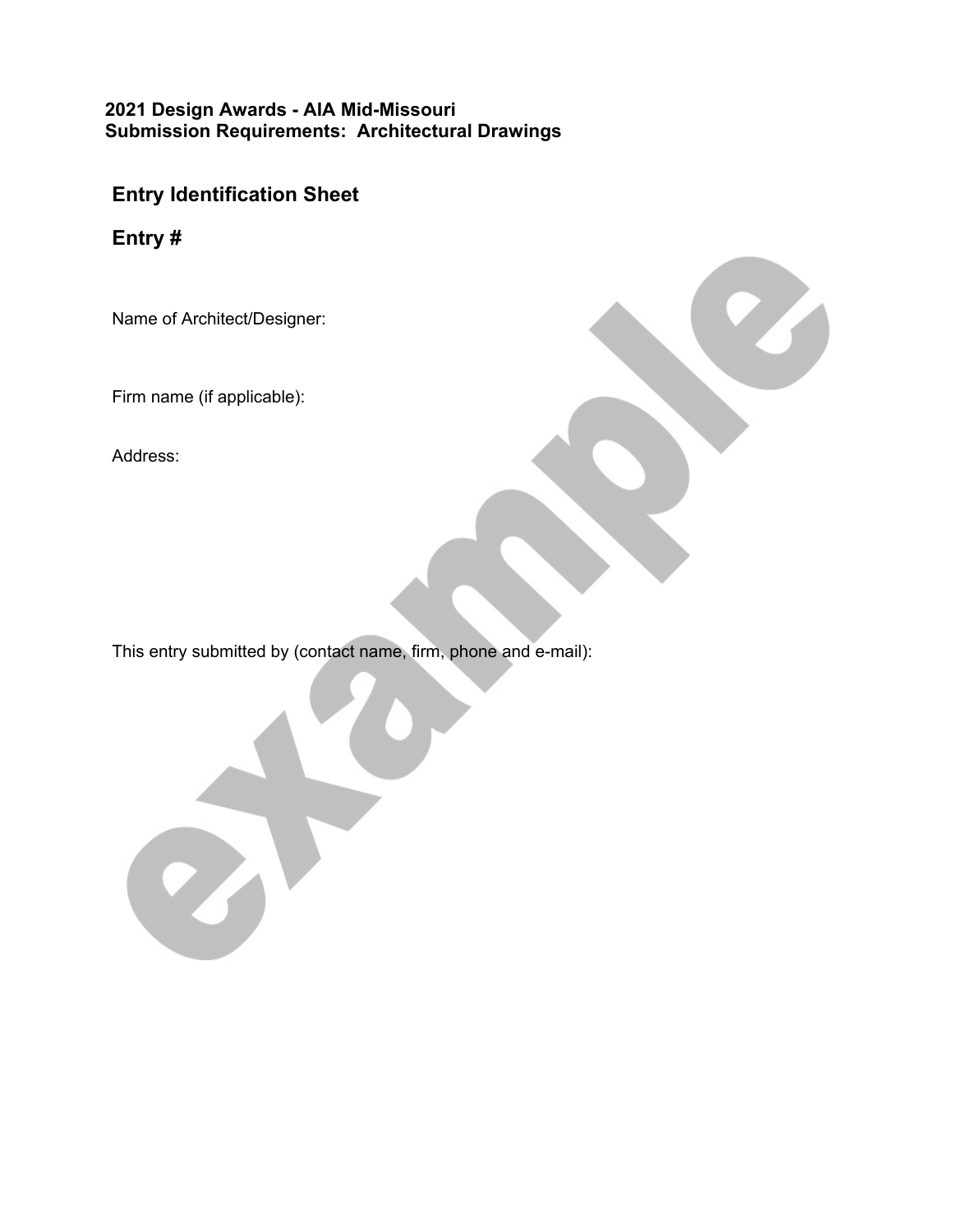**2021 Design Awards - AIA Mid-Missouri**
**Submission Requirements: Architectural Drawings**

## Entry Identification Sheet

## Entry #

Name of Architect/Designer:

Firm name (if applicable):

Address:

This entry submitted by (contact name, firm, phone and e-mail):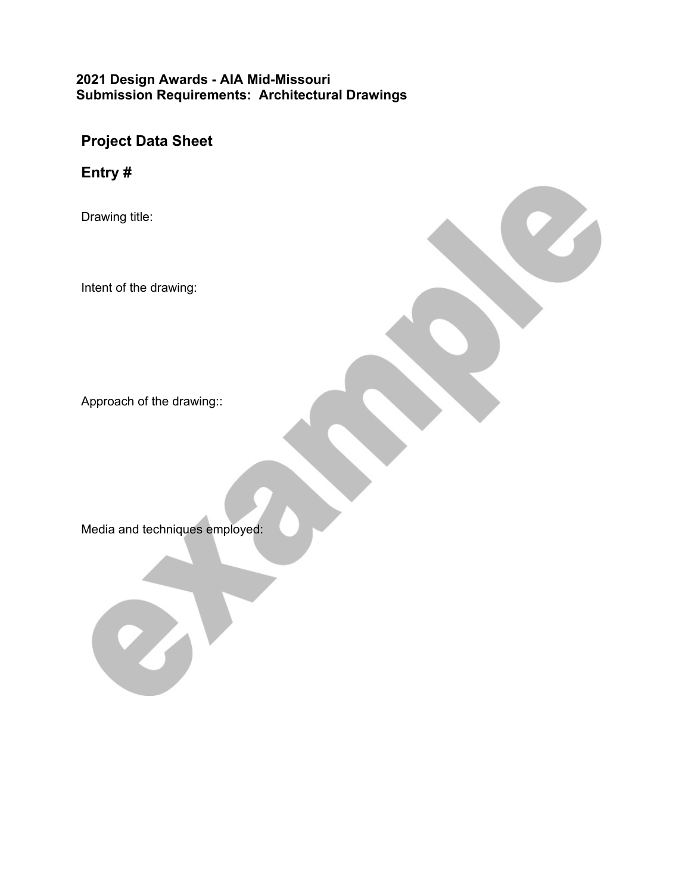**2021 Design Awards - AIA Mid-Missouri**
**Submission Requirements: Architectural Drawings**

## Project Data Sheet

## Entry #

Drawing title:

Intent of the drawing:

Approach of the drawing::

Media and techniques employed:

example